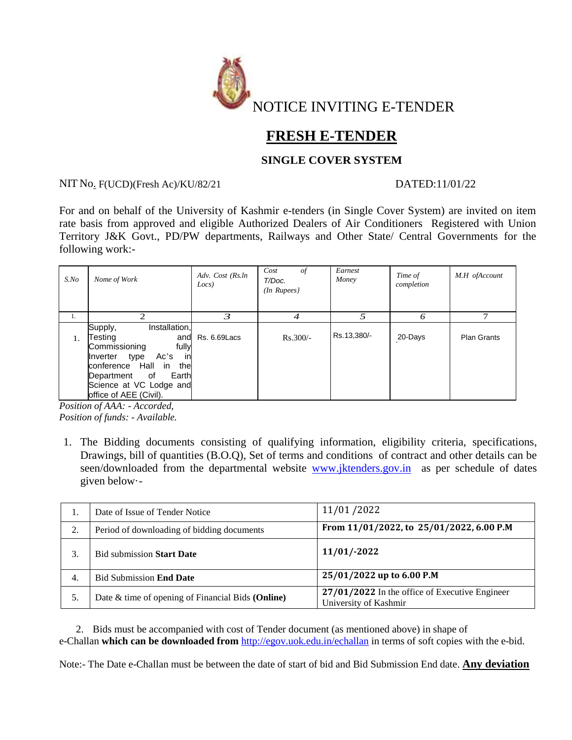# NOTICE INVITING E-TENDER

## FRESH E-TENDER

### SINGLE COVER SYSTEM

NIT No. F(UCD)(Fresh Ac)/KU/82/21 DATED:11/01/22

For and on behalf of the University of Kashmir e-tenders (in Single Cover System) are invited on item rate basis from approved and eligible Authorized Dealers of Air Conditioners Registered with Union Territory J&K Govt., PD/PW departments, Railways and Other State/ Central Governments for the following work:-

| *S.No* | *Nome of Work* | *Adv. Cost (Rs.ln Locs)* | *Cost of T/Doc. (In Rupees}* | *Earnest Money* | *Time of completion* | *M.H ofAccount* |
|---|---|---|---|---|---|---|
| 1. | 2 | 3 | 4 | 5 | 6 | 7 |
| 1. | Supply, Installation, Testing and Commissioning fully Inverter type Ac's in conference Hall in the Department of Earth Science at VC Lodge and office of AEE (Civil). | Rs. 6.69Lacs | Rs.300/- | Rs.13,380/- | 20-Days | Plan Grants |

*Position of AAA: - Accorded,*
*Position of funds: - Available.*

1. The Bidding documents consisting of qualifying information, eligibility criteria, specifications, Drawings, bill of quantities (B.O.Q), Set of terms and conditions of contract and other details can be seen/downloaded from the departmental website www.jktenders.gov.in as per schedule of dates given below·-

| 1. | Date of Issue of Tender Notice | 11/01 /2022 |
|---|---|---|
| 2. | Period of downloading of bidding documents | **From 11/01/2022, to 25/01/2022, 6.00 P.M** |
| 3. | Bid submission **Start Date** | **11/01/-2022** |
| 4. | Bid Submission **End Date** | **25/01/2022 up to 6.00 P.M** |
| 5. | Date & time of opening of Financial Bids **(Online)** | **27/01/2022** In the office of Executive Engineer University of Kashmir |

2. Bids must be accompanied with cost of Tender document (as mentioned above) in shape of e-Challan **which can be downloaded from** http://egov.uok.edu.in/echallan in terms of soft copies with the e-bid.

Note:- The Date e-Challan must be between the date of start of bid and Bid Submission End date. **Any deviation**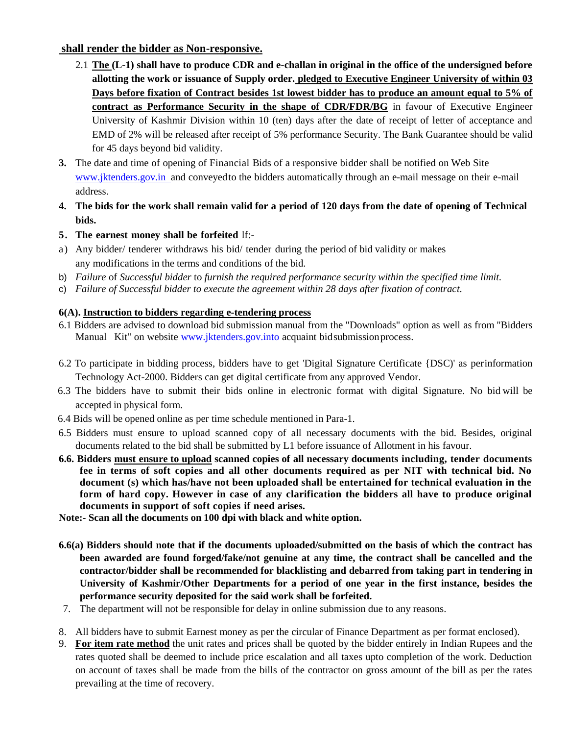**shall render the bidder as Non-responsive.**

2.1 **The (L-1) shall have to produce CDR and e-challan in original in the office of the undersigned before allotting the work or issuance of Supply order. pledged to Executive Engineer University of within 03 Days before fixation of Contract besides 1st lowest bidder has to produce an amount equal to 5% of contract as Performance Security in the shape of CDR/FDR/BG** in favour of Executive Engineer University of Kashmir Division within 10 (ten) days after the date of receipt of letter of acceptance and EMD of 2% will be released after receipt of 5% performance Security. The Bank Guarantee should be valid for 45 days beyond bid validity.

3. The date and time of opening of Financial Bids of a responsive bidder shall be notified on Web Site www.jktenders.gov.in and conveyed to the bidders automatically through an e-mail message on their e-mail address.

4. **The bids for the work shall remain valid for a period of 120 days from the date of opening of Technical bids.**

5. **The earnest money shall be forfeited** lf:-

a) Any bidder/ tenderer withdraws his bid/ tender during the period of bid validity or makes any modifications in the terms and conditions of the bid.

b) *Failure* of *Successful bidder* to *furnish the required performance security within the specified time limit.*

c) *Failure of Successful bidder to execute the agreement within 28 days after fixation of contract.*

**6(A). Instruction to bidders regarding e-tendering process**

6.1 Bidders are advised to download bid submission manual from the "Downloads" option as well as from "Bidders Manual Kit" on website www.jktenders.gov.into acquaint bid submission process.

6.2 To participate in bidding process, bidders have to get 'Digital Signature Certificate {DSC)' as per information Technology Act-2000. Bidders can get digital certificate from any approved Vendor.

6.3 The bidders have to submit their bids online in electronic format with digital Signature. No bid will be accepted in physical form.

6.4 Bids will be opened online as per time schedule mentioned in Para-1.

6.5 Bidders must ensure to upload scanned copy of all necessary documents with the bid. Besides, original documents related to the bid shall be submitted by L1 before issuance of Allotment in his favour.

**6.6. Bidders must ensure to upload scanned copies of all necessary documents including, tender documents fee in terms of soft copies and all other documents required as per NIT with technical bid. No document (s) which has/have not been uploaded shall be entertained for technical evaluation in the form of hard copy. However in case of any clarification the bidders all have to produce original documents in support of soft copies if need arises.**

**Note:- Scan all the documents on 100 dpi with black and white option.**

**6.6(a) Bidders should note that if the documents uploaded/submitted on the basis of which the contract has been awarded are found forged/fake/not genuine at any time, the contract shall be cancelled and the contractor/bidder shall be recommended for blacklisting and debarred from taking part in tendering in University of Kashmir/Other Departments for a period of one year in the first instance, besides the performance security deposited for the said work shall be forfeited.**

7. The department will not be responsible for delay in online submission due to any reasons.

8. All bidders have to submit Earnest money as per the circular of Finance Department as per format enclosed).

9. **For item rate method** the unit rates and prices shall be quoted by the bidder entirely in Indian Rupees and the rates quoted shall be deemed to include price escalation and all taxes upto completion of the work. Deduction on account of taxes shall be made from the bills of the contractor on gross amount of the bill as per the rates prevailing at the time of recovery.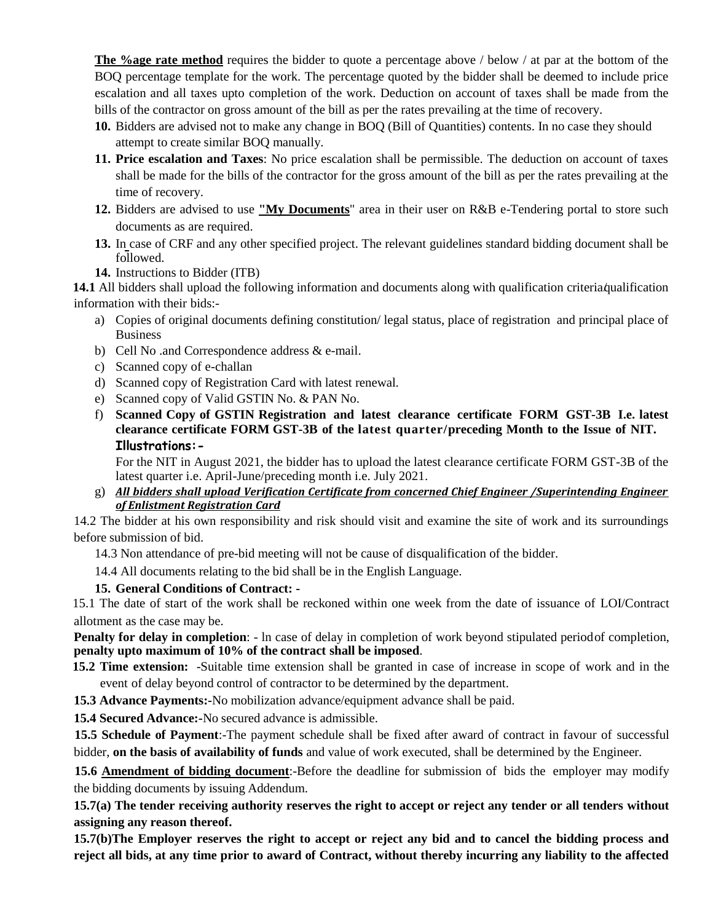**The %age rate method** requires the bidder to quote a percentage above / below / at par at the bottom of the BOQ percentage template for the work. The percentage quoted by the bidder shall be deemed to include price escalation and all taxes upto completion of the work. Deduction on account of taxes shall be made from the bills of the contractor on gross amount of the bill as per the rates prevailing at the time of recovery.

10. Bidders are advised not to make any change in BOQ (Bill of Quantities) contents. In no case they should attempt to create similar BOQ manually.
11. **Price escalation and Taxes**: No price escalation shall be permissible. The deduction on account of taxes shall be made for the bills of the contractor for the gross amount of the bill as per the rates prevailing at the time of recovery.
12. Bidders are advised to use **"My Documents**" area in their user on R&B e-Tendering portal to store such documents as are required.
13. In case of CRF and any other specified project. The relevant guidelines standard bidding document shall be followed.
14. Instructions to Bidder (ITB)

**14.1** All bidders shall upload the following information and documents along with qualification criteria/qualification information with their bids:-

a) Copies of original documents defining constitution/ legal status, place of registration and principal place of Business
b) Cell No .and Correspondence address & e-mail.
c) Scanned copy of e-challan
d) Scanned copy of Registration Card with latest renewal.
e) Scanned copy of Valid GSTIN No. & PAN No.
f) **Scanned Copy of GSTIN Registration and latest clearance certificate FORM GST-3B I.e. latest clearance certificate FORM GST-3B of the latest quarter/preceding Month to the Issue of NIT.**
   **Illustrations:-**
   For the NIT in August 2021, the bidder has to upload the latest clearance certificate FORM GST-3B of the latest quarter i.e. April-June/preceding month i.e. July 2021.
g) ***All bidders shall upload Verification Certificate from concerned Chief Engineer /Superintending Engineer of Enlistment Registration Card***

14.2 The bidder at his own responsibility and risk should visit and examine the site of work and its surroundings before submission of bid.

14.3 Non attendance of pre-bid meeting will not be cause of disqualification of the bidder.

14.4 All documents relating to the bid shall be in the English Language.

**15. General Conditions of Contract: -**

15.1 The date of start of the work shall be reckoned within one week from the date of issuance of LOI/Contract allotment as the case may be.

**Penalty for delay in completion**: - ln case of delay in completion of work beyond stipulated period of completion, **penalty upto maximum of 10% of the contract shall be imposed**.

**15.2 Time extension:** -Suitable time extension shall be granted in case of increase in scope of work and in the event of delay beyond control of contractor to be determined by the department.

**15.3 Advance Payments:-**No mobilization advance/equipment advance shall be paid.

**15.4 Secured Advance:-**No secured advance is admissible.

**15.5 Schedule of Payment**:-The payment schedule shall be fixed after award of contract in favour of successful bidder, **on the basis of availability of funds** and value of work executed, shall be determined by the Engineer.

**15.6 Amendment of bidding document**:-Before the deadline for submission of bids the employer may modify the bidding documents by issuing Addendum.

**15.7(a) The tender receiving authority reserves the right to accept or reject any tender or all tenders without assigning any reason thereof.**

**15.7(b)The Employer reserves the right to accept or reject any bid and to cancel the bidding process and reject all bids, at any time prior to award of Contract, without thereby incurring any liability to the affected**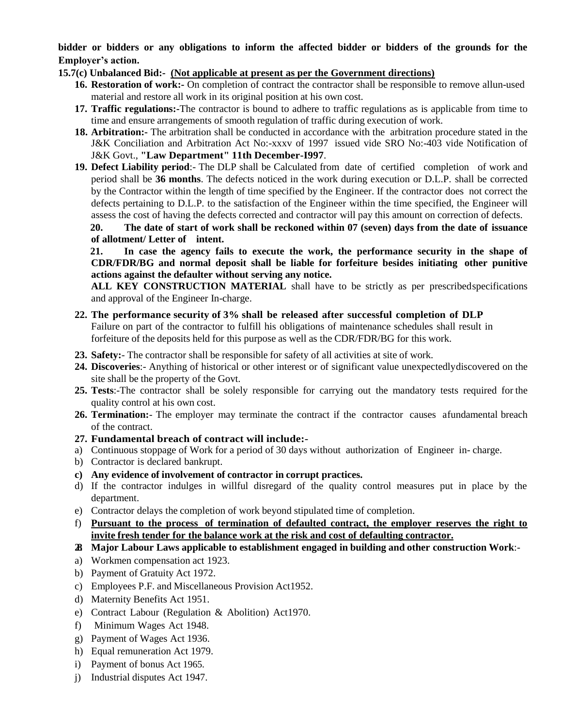**bidder or bidders or any obligations to inform the affected bidder or bidders of the grounds for the Employer's action.**

**15.7(c) Unbalanced Bid:- <u>(Not applicable at present as per the Government directions)</u>**

16. **Restoration of work:-** On completion of contract the contractor shall be responsible to remove allun-used material and restore all work in its original position at his own cost.
17. **Traffic regulations:-**The contractor is bound to adhere to traffic regulations as is applicable from time to time and ensure arrangements of smooth regulation of traffic during execution of work.
18. **Arbitration:-** The arbitration shall be conducted in accordance with the arbitration procedure stated in the J&K Conciliation and Arbitration Act No:-xxxv of 1997 issued vide SRO No:-403 vide Notification of J&K Govt., **"Law Department" 11th December-I997**.
19. **Defect Liability period**:- The DLP shall be Calculated from date of certified completion of work and period shall be **36 months**. The defects noticed in the work during execution or D.L.P. shall be corrected by the Contractor within the length of time specified by the Engineer. If the contractor does not correct the defects pertaining to D.L.P. to the satisfaction of the Engineer within the time specified, the Engineer will assess the cost of having the defects corrected and contractor will pay this amount on correction of defects.

    **20. The date of start of work shall be reckoned within 07 (seven) days from the date of issuance of allotment/ Letter of intent.**

    **21. In case the agency fails to execute the work, the performance security in the shape of CDR/FDR/BG and normal deposit shall be liable for forfeiture besides initiating other punitive actions against the defaulter without serving any notice.**

    **ALL KEY CONSTRUCTION MATERIAL** shall have to be strictly as per prescribedspecifications and approval of the Engineer In-charge.

22. **The performance security of 3% shall be released after successful completion of DLP**
    Failure on part of the contractor to fulfill his obligations of maintenance schedules shall result in forfeiture of the deposits held for this purpose as well as the CDR/FDR/BG for this work.
23. **Safety:**- The contractor shall be responsible for safety of all activities at site of work.
24. **Discoveries**:- Anything of historical or other interest or of significant value unexpectedlydiscovered on the site shall be the property of the Govt.
25. **Tests**:-The contractor shall be solely responsible for carrying out the mandatory tests required for the quality control at his own cost.
26. **Termination:**- The employer may terminate the contract if the contractor causes afundamental breach of the contract.
27. **Fundamental breach of contract will include:-**

a) Continuous stoppage of Work for a period of 30 days without authorization of Engineer in- charge.
b) Contractor is declared bankrupt.
c) **Any evidence of involvement of contractor in corrupt practices.**
d) If the contractor indulges in willful disregard of the quality control measures put in place by the department.
e) Contractor delays the completion of work beyond stipulated time of completion.
f) **<u>Pursuant to the process of termination of defaulted contract, the employer reserves the right to invite fresh tender for the balance work at the risk and cost of defaulting contractor.</u>**

**28. Major Labour Laws applicable to establishment engaged in building and other construction Work**:-

a) Workmen compensation act 1923.
b) Payment of Gratuity Act 1972.
c) Employees P.F. and Miscellaneous Provision Act1952.
d) Maternity Benefits Act 1951.
e) Contract Labour (Regulation & Abolition) Act1970.
f) Minimum Wages Act 1948.
g) Payment of Wages Act 1936.
h) Equal remuneration Act 1979.
i) Payment of bonus Act 1965.
j) Industrial disputes Act 1947.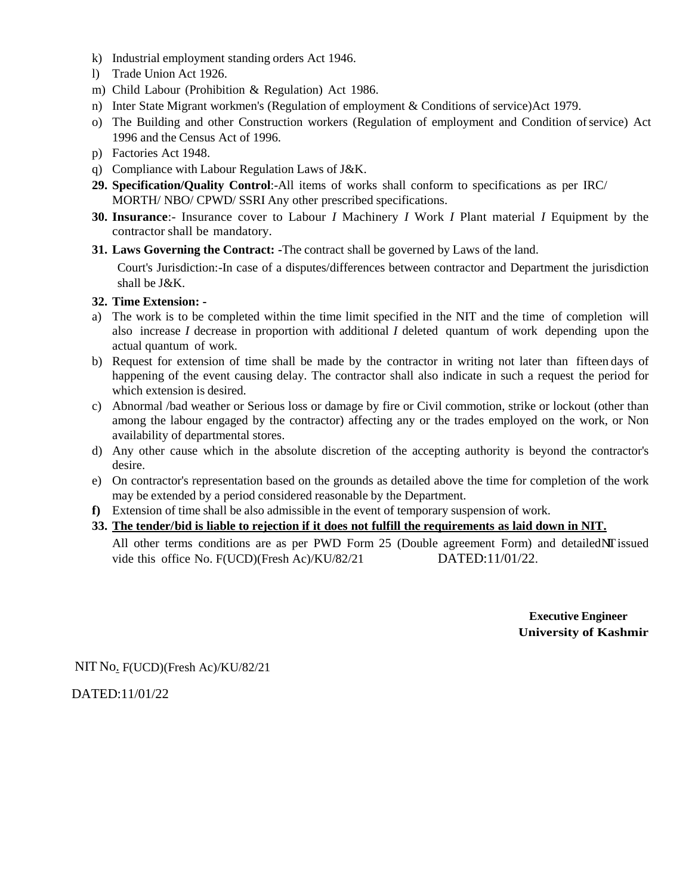k) Industrial employment standing orders Act 1946.
l) Trade Union Act 1926.
m) Child Labour (Prohibition & Regulation) Act 1986.
n) Inter State Migrant workmen's (Regulation of employment & Conditions of service)Act 1979.
o) The Building and other Construction workers (Regulation of employment and Condition of service) Act 1996 and the Census Act of 1996.
p) Factories Act 1948.
q) Compliance with Labour Regulation Laws of J&K.

**29. Specification/Quality Control**:-All items of works shall conform to specifications as per IRC/ MORTH/ NBO/ CPWD/ SSRI Any other prescribed specifications.

**30. Insurance**:- Insurance cover to Labour *I* Machinery *I* Work *I* Plant material *I* Equipment by the contractor shall be mandatory.

**31. Laws Governing the Contract: -**The contract shall be governed by Laws of the land.

Court's Jurisdiction:-In case of a disputes/differences between contractor and Department the jurisdiction shall be J&K.

**32. Time Extension: -**

a) The work is to be completed within the time limit specified in the NIT and the time of completion will also increase *I* decrease in proportion with additional *I* deleted quantum of work depending upon the actual quantum of work.
b) Request for extension of time shall be made by the contractor in writing not later than fifteen days of happening of the event causing delay. The contractor shall also indicate in such a request the period for which extension is desired.
c) Abnormal /bad weather or Serious loss or damage by fire or Civil commotion, strike or lockout (other than among the labour engaged by the contractor) affecting any or the trades employed on the work, or Non availability of departmental stores.
d) Any other cause which in the absolute discretion of the accepting authority is beyond the contractor's desire.
e) On contractor's representation based on the grounds as detailed above the time for completion of the work may be extended by a period considered reasonable by the Department.
**f)** Extension of time shall be also admissible in the event of temporary suspension of work.

**33. <u>The tender/bid is liable to rejection if it does not fulfill the requirements as laid down in NIT.</u>**

All other terms conditions are as per PWD Form 25 (Double agreement Form) and detailed NIT issued vide this office No. F(UCD)(Fresh Ac)/KU/82/21 DATED:11/01/22.

**Executive Engineer**
**University of Kashmir**

NIT No. F(UCD)(Fresh Ac)/KU/82/21

DATED:11/01/22